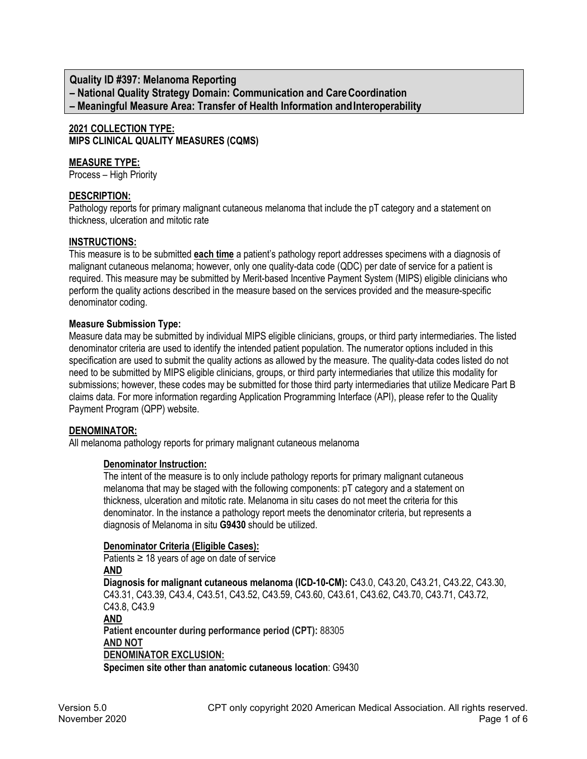## Quality ID #397: Melanoma Reporting
## – National Quality Strategy Domain: Communication and Care Coordination
## – Meaningful Measure Area: Transfer of Health Information and Interoperability

**2021 COLLECTION TYPE:**
**MIPS CLINICAL QUALITY MEASURES (CQMS)**

**MEASURE TYPE:**
Process – High Priority

**DESCRIPTION:**
Pathology reports for primary malignant cutaneous melanoma that include the pT category and a statement on thickness, ulceration and mitotic rate

**INSTRUCTIONS:**
This measure is to be submitted **each time** a patient's pathology report addresses specimens with a diagnosis of malignant cutaneous melanoma; however, only one quality-data code (QDC) per date of service for a patient is required. This measure may be submitted by Merit-based Incentive Payment System (MIPS) eligible clinicians who perform the quality actions described in the measure based on the services provided and the measure-specific denominator coding.

**Measure Submission Type:**
Measure data may be submitted by individual MIPS eligible clinicians, groups, or third party intermediaries. The listed denominator criteria are used to identify the intended patient population. The numerator options included in this specification are used to submit the quality actions as allowed by the measure. The quality-data codes listed do not need to be submitted by MIPS eligible clinicians, groups, or third party intermediaries that utilize this modality for submissions; however, these codes may be submitted for those third party intermediaries that utilize Medicare Part B claims data. For more information regarding Application Programming Interface (API), please refer to the Quality Payment Program (QPP) website.

**DENOMINATOR:**
All melanoma pathology reports for primary malignant cutaneous melanoma

**Denominator Instruction:**
The intent of the measure is to only include pathology reports for primary malignant cutaneous melanoma that may be staged with the following components: pT category and a statement on thickness, ulceration and mitotic rate. Melanoma in situ cases do not meet the criteria for this denominator. In the instance a pathology report meets the denominator criteria, but represents a diagnosis of Melanoma in situ **G9430** should be utilized.

**Denominator Criteria (Eligible Cases):**
Patients ≥ 18 years of age on date of service
**AND**
**Diagnosis for malignant cutaneous melanoma (ICD-10-CM):** C43.0, C43.20, C43.21, C43.22, C43.30, C43.31, C43.39, C43.4, C43.51, C43.52, C43.59, C43.60, C43.61, C43.62, C43.70, C43.71, C43.72, C43.8, C43.9
**AND**
**Patient encounter during performance period (CPT):** 88305
**AND NOT**
**DENOMINATOR EXCLUSION:**
**Specimen site other than anatomic cutaneous location**: G9430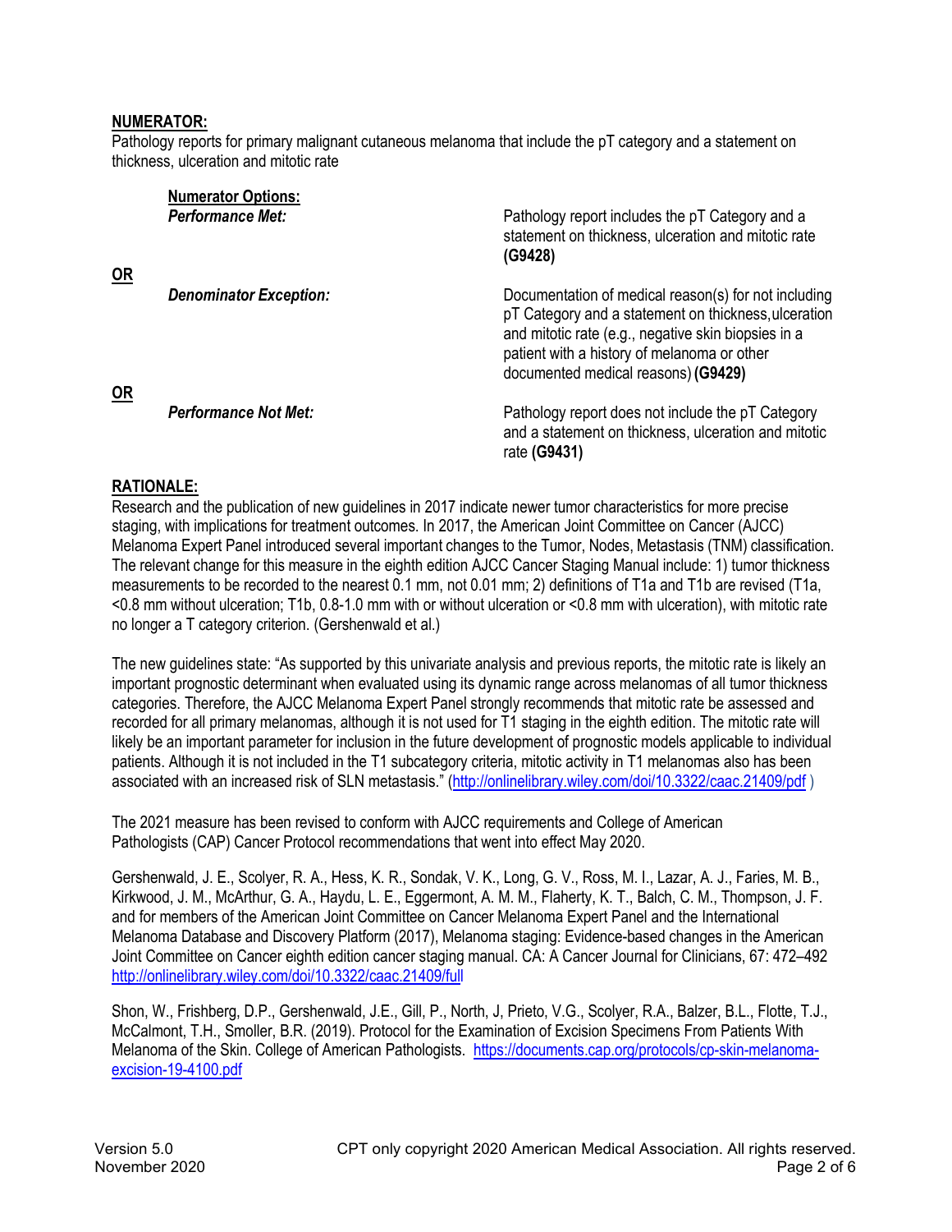**NUMERATOR:**
Pathology reports for primary malignant cutaneous melanoma that include the pT category and a statement on thickness, ulceration and mitotic rate

**Numerator Options:**

| | | |
|---|---|---|
| | ***Performance Met:*** | Pathology report includes the pT Category and a statement on thickness, ulceration and mitotic rate **(G9428)** |
| **OR** | | |
| | ***Denominator Exception:*** | Documentation of medical reason(s) for not including pT Category and a statement on thickness, ulceration and mitotic rate (e.g., negative skin biopsies in a patient with a history of melanoma or other documented medical reasons) **(G9429)** |
| **OR** | | |
| | ***Performance Not Met:*** | Pathology report does not include the pT Category and a statement on thickness, ulceration and mitotic rate **(G9431)** |

**RATIONALE:**
Research and the publication of new guidelines in 2017 indicate newer tumor characteristics for more precise staging, with implications for treatment outcomes. In 2017, the American Joint Committee on Cancer (AJCC) Melanoma Expert Panel introduced several important changes to the Tumor, Nodes, Metastasis (TNM) classification. The relevant change for this measure in the eighth edition AJCC Cancer Staging Manual include: 1) tumor thickness measurements to be recorded to the nearest 0.1 mm, not 0.01 mm; 2) definitions of T1a and T1b are revised (T1a, <0.8 mm without ulceration; T1b, 0.8-1.0 mm with or without ulceration or <0.8 mm with ulceration), with mitotic rate no longer a T category criterion. (Gershenwald et al.)

The new guidelines state: "As supported by this univariate analysis and previous reports, the mitotic rate is likely an important prognostic determinant when evaluated using its dynamic range across melanomas of all tumor thickness categories. Therefore, the AJCC Melanoma Expert Panel strongly recommends that mitotic rate be assessed and recorded for all primary melanomas, although it is not used for T1 staging in the eighth edition. The mitotic rate will likely be an important parameter for inclusion in the future development of prognostic models applicable to individual patients. Although it is not included in the T1 subcategory criteria, mitotic activity in T1 melanomas also has been associated with an increased risk of SLN metastasis." (http://onlinelibrary.wiley.com/doi/10.3322/caac.21409/pdf )

The 2021 measure has been revised to conform with AJCC requirements and College of American Pathologists (CAP) Cancer Protocol recommendations that went into effect May 2020.

Gershenwald, J. E., Scolyer, R. A., Hess, K. R., Sondak, V. K., Long, G. V., Ross, M. I., Lazar, A. J., Faries, M. B., Kirkwood, J. M., McArthur, G. A., Haydu, L. E., Eggermont, A. M. M., Flaherty, K. T., Balch, C. M., Thompson, J. F. and for members of the American Joint Committee on Cancer Melanoma Expert Panel and the International Melanoma Database and Discovery Platform (2017), Melanoma staging: Evidence-based changes in the American Joint Committee on Cancer eighth edition cancer staging manual. CA: A Cancer Journal for Clinicians, 67: 472–492 http://onlinelibrary.wiley.com/doi/10.3322/caac.21409/full

Shon, W., Frishberg, D.P., Gershenwald, J.E., Gill, P., North, J, Prieto, V.G., Scolyer, R.A., Balzer, B.L., Flotte, T.J., McCalmont, T.H., Smoller, B.R. (2019). Protocol for the Examination of Excision Specimens From Patients With Melanoma of the Skin. College of American Pathologists. https://documents.cap.org/protocols/cp-skin-melanoma-excision-19-4100.pdf

Version 5.0
November 2020

CPT only copyright 2020 American Medical Association. All rights reserved.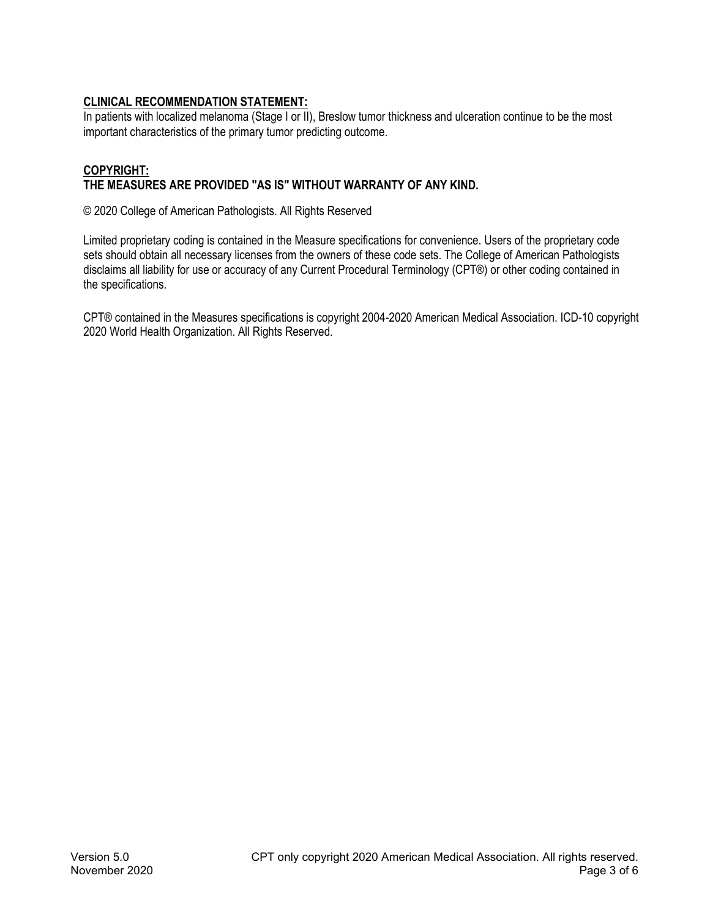**CLINICAL RECOMMENDATION STATEMENT:**

In patients with localized melanoma (Stage I or II), Breslow tumor thickness and ulceration continue to be the most important characteristics of the primary tumor predicting outcome.

**COPYRIGHT:**

**THE MEASURES ARE PROVIDED "AS IS" WITHOUT WARRANTY OF ANY KIND.**

© 2020 College of American Pathologists. All Rights Reserved

Limited proprietary coding is contained in the Measure specifications for convenience. Users of the proprietary code sets should obtain all necessary licenses from the owners of these code sets. The College of American Pathologists disclaims all liability for use or accuracy of any Current Procedural Terminology (CPT®) or other coding contained in the specifications.

CPT® contained in the Measures specifications is copyright 2004-2020 American Medical Association. ICD-10 copyright 2020 World Health Organization. All Rights Reserved.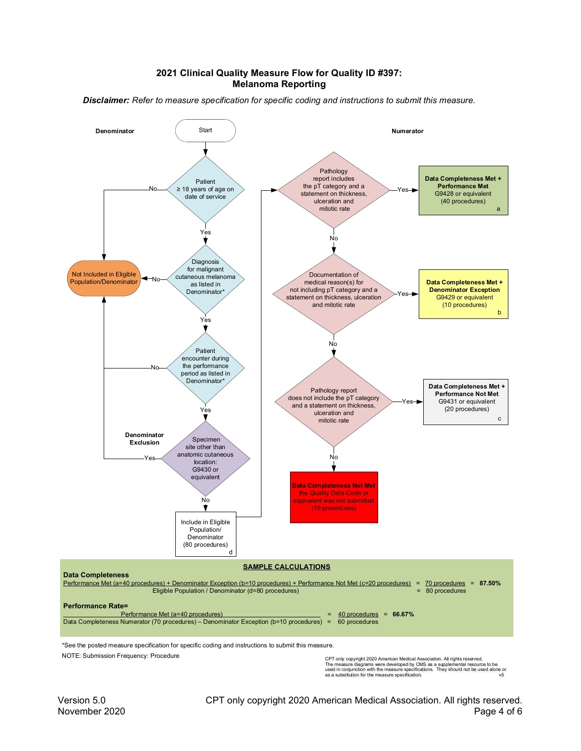## 2021 Clinical Quality Measure Flow for Quality ID #397: Melanoma Reporting

***Disclaimer:*** *Refer to measure specification for specific coding and instructions to submit this measure.*

**Denominator**

Start

- Patient ≥ 18 years of age on date of service
  - No → Not Included in Eligible Population/Denominator
  - Yes ↓
- Diagnosis for malignant cutaneous melanoma as listed in Denominator*
  - No → Not Included in Eligible Population/Denominator
  - Yes ↓
- Patient encounter during the performance period as listed in Denominator*
  - No → Not Included in Eligible Population/Denominator
  - Yes ↓
- **Denominator Exclusion**: Specimen site other than anatomic cutaneous location: G9430 or equivalent
  - Yes → Not Included in Eligible Population/Denominator
  - No ↓
- Include in Eligible Population/ Denominator (80 procedures) d

**Numerator**

- Pathology report includes the pT category and a statement on thickness, ulceration and mitotic rate
  - Yes → **Data Completeness Met + Performance Met** G9428 or equivalent (40 procedures) a
  - No ↓
- Documentation of medical reason(s) for not including pT category and a statement on thickness, ulceration and mitotic rate
  - Yes → **Data Completeness Met + Denominator Exception** G9429 or equivalent (10 procedures) b
  - No ↓
- Pathology report does not include the pT category and a statement on thickness, ulceration and mitotic rate
  - Yes → **Data Completeness Met + Performance Not Met** G9431 or equivalent (20 procedures) c
  - No ↓
- **Data Completeness Not Met** the Quality Data Code or equivalent was not submitted (10 procedures)

### SAMPLE CALCULATIONS

**Data Completeness**

$$\frac{\text{Performance Met (a=40 procedures) + Denominator Exception (b=10 procedures) + Performance Not Met (c=20 procedures)}}{\text{Eligible Population / Denominator (d=80 procedures)}} = \frac{\text{70 procedures}}{\text{80 procedures}} = \textbf{87.50\%}$$

**Performance Rate=**

$$\frac{\text{Performance Met (a=40 procedures)}}{\text{Data Completeness Numerator (70 procedures) – Denominator Exception (b=10 procedures)}} = \frac{\text{40 procedures}}{\text{60 procedures}} = \textbf{66.67\%}$$

*See the posted measure specification for specific coding and instructions to submit this measure.

NOTE: Submission Frequency: Procedure

CPT only copyright 2020 American Medical Association. All rights reserved.
The measure diagrams were developed by CMS as a supplemental resource to be used in conjunction with the measure specifications. They should not be used alone or as a substitution for the measure specification. v5

Version 5.0
November 2020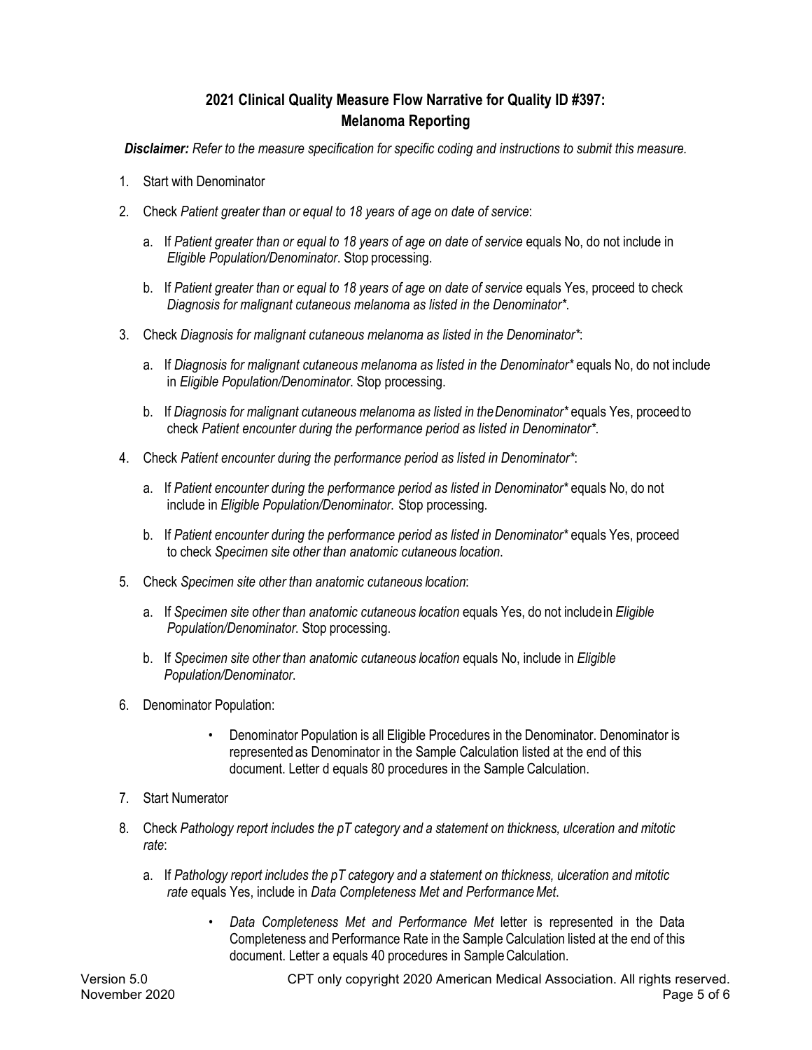## 2021 Clinical Quality Measure Flow Narrative for Quality ID #397: Melanoma Reporting

***Disclaimer:*** *Refer to the measure specification for specific coding and instructions to submit this measure.*

1. Start with Denominator
2. Check *Patient greater than or equal to 18 years of age on date of service*:
   a. If *Patient greater than or equal to 18 years of age on date of service* equals No, do not include in *Eligible Population/Denominator*. Stop processing.
   b. If *Patient greater than or equal to 18 years of age on date of service* equals Yes, proceed to check *Diagnosis for malignant cutaneous melanoma as listed in the Denominator**.
3. Check *Diagnosis for malignant cutaneous melanoma as listed in the Denominator**:
   a. If *Diagnosis for malignant cutaneous melanoma as listed in the Denominator** equals No, do not include in *Eligible Population/Denominator*. Stop processing.
   b. If *Diagnosis for malignant cutaneous melanoma as listed in the Denominator** equals Yes, proceed to check *Patient encounter during the performance period as listed in Denominator**.
4. Check *Patient encounter during the performance period as listed in Denominator**:
   a. If *Patient encounter during the performance period as listed in Denominator** equals No, do not include in *Eligible Population/Denominator*. Stop processing.
   b. If *Patient encounter during the performance period as listed in Denominator** equals Yes, proceed to check *Specimen site other than anatomic cutaneous location*.
5. Check *Specimen site other than anatomic cutaneous location*:
   a. If *Specimen site other than anatomic cutaneous location* equals Yes, do not include in *Eligible Population/Denominator*. Stop processing.
   b. If *Specimen site other than anatomic cutaneous location* equals No, include in *Eligible Population/Denominator*.
6. Denominator Population:
   - Denominator Population is all Eligible Procedures in the Denominator. Denominator is represented as Denominator in the Sample Calculation listed at the end of this document. Letter d equals 80 procedures in the Sample Calculation.
7. Start Numerator
8. Check *Pathology report includes the pT category and a statement on thickness, ulceration and mitotic rate*:
   a. If *Pathology report includes the pT category and a statement on thickness, ulceration and mitotic rate* equals Yes, include in *Data Completeness Met and Performance Met*.
      - *Data Completeness Met and Performance Met* letter is represented in the Data Completeness and Performance Rate in the Sample Calculation listed at the end of this document. Letter a equals 40 procedures in Sample Calculation.

Version 5.0
November 2020

CPT only copyright 2020 American Medical Association. All rights reserved.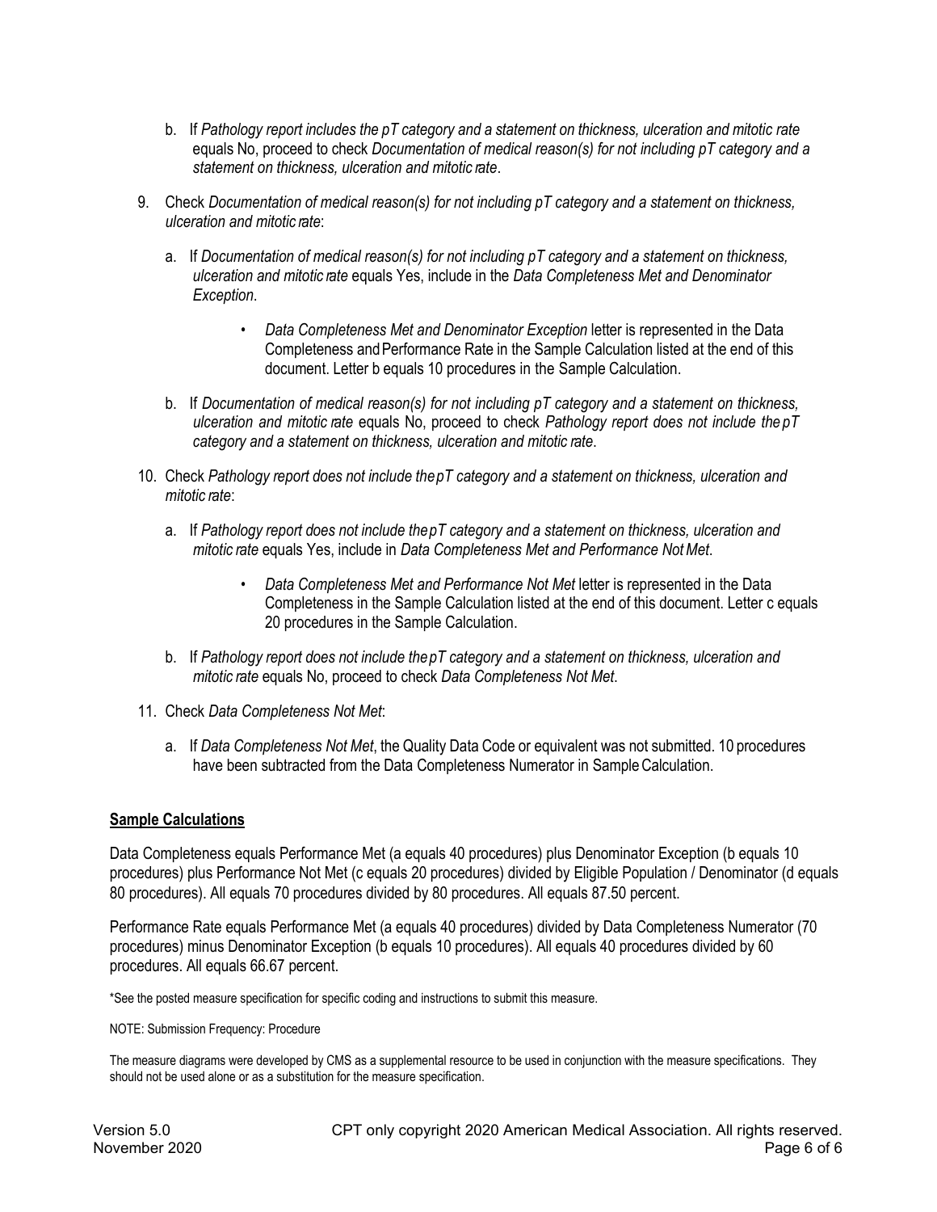b. If *Pathology report includes the pT category and a statement on thickness, ulceration and mitotic rate* equals No, proceed to check *Documentation of medical reason(s) for not including pT category and a statement on thickness, ulceration and mitotic rate*.

9. Check *Documentation of medical reason(s) for not including pT category and a statement on thickness, ulceration and mitotic rate*:

   a. If *Documentation of medical reason(s) for not including pT category and a statement on thickness, ulceration and mitotic rate* equals Yes, include in the *Data Completeness Met and Denominator Exception*.

      - *Data Completeness Met and Denominator Exception* letter is represented in the Data Completeness and Performance Rate in the Sample Calculation listed at the end of this document. Letter b equals 10 procedures in the Sample Calculation.

   b. If *Documentation of medical reason(s) for not including pT category and a statement on thickness, ulceration and mitotic rate* equals No, proceed to check *Pathology report does not include the pT category and a statement on thickness, ulceration and mitotic rate*.

10. Check *Pathology report does not include the pT category and a statement on thickness, ulceration and mitotic rate*:

    a. If *Pathology report does not include the pT category and a statement on thickness, ulceration and mitotic rate* equals Yes, include in *Data Completeness Met and Performance Not Met*.

       - *Data Completeness Met and Performance Not Met* letter is represented in the Data Completeness in the Sample Calculation listed at the end of this document. Letter c equals 20 procedures in the Sample Calculation.

    b. If *Pathology report does not include the pT category and a statement on thickness, ulceration and mitotic rate* equals No, proceed to check *Data Completeness Not Met*.

11. Check *Data Completeness Not Met*:

    a. If *Data Completeness Not Met*, the Quality Data Code or equivalent was not submitted. 10 procedures have been subtracted from the Data Completeness Numerator in Sample Calculation.

**Sample Calculations**

Data Completeness equals Performance Met (a equals 40 procedures) plus Denominator Exception (b equals 10 procedures) plus Performance Not Met (c equals 20 procedures) divided by Eligible Population / Denominator (d equals 80 procedures). All equals 70 procedures divided by 80 procedures. All equals 87.50 percent.

Performance Rate equals Performance Met (a equals 40 procedures) divided by Data Completeness Numerator (70 procedures) minus Denominator Exception (b equals 10 procedures). All equals 40 procedures divided by 60 procedures. All equals 66.67 percent.

*See the posted measure specification for specific coding and instructions to submit this measure.

NOTE: Submission Frequency: Procedure

The measure diagrams were developed by CMS as a supplemental resource to be used in conjunction with the measure specifications. They should not be used alone or as a substitution for the measure specification.

Version 5.0
November 2020

CPT only copyright 2020 American Medical Association. All rights reserved.